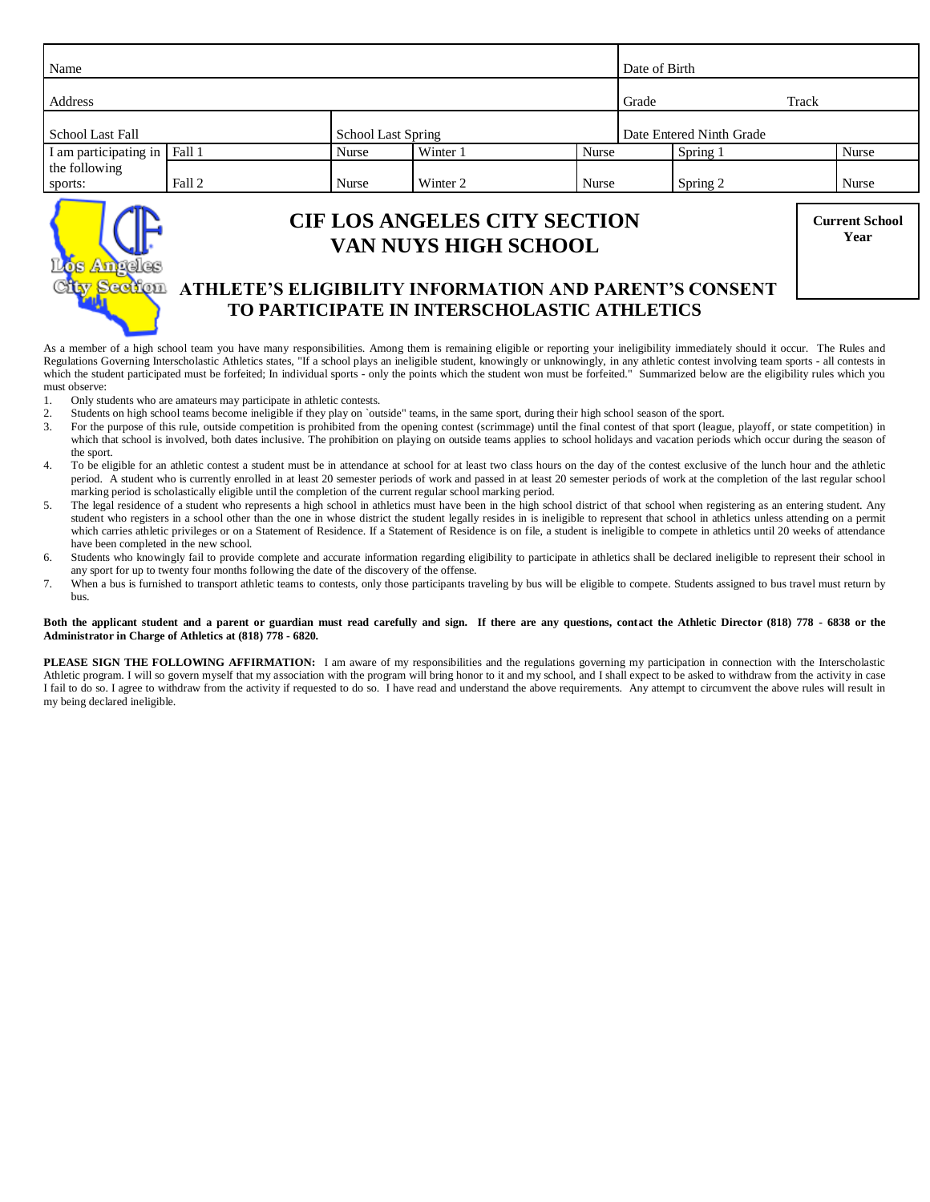| Name | | | | | Date of Birth | | |
|---|---|---|---|---|---|---|---|
| Address | | | | | Grade | Track | |
| School Last Fall | | School Last Spring | | | Date Entered Ninth Grade | | |
| I am participating in the following sports: | Fall 1 | Nurse | Winter 1 | Nurse | Spring 1 | | Nurse |
| | Fall 2 | Nurse | Winter 2 | Nurse | Spring 2 | | Nurse |

# CIF LOS ANGELES CITY SECTION
# VAN NUYS HIGH SCHOOL

**Current School Year**

## ATHLETE'S ELIGIBILITY INFORMATION AND PARENT'S CONSENT TO PARTICIPATE IN INTERSCHOLASTIC ATHLETICS

As a member of a high school team you have many responsibilities. Among them is remaining eligible or reporting your ineligibility immediately should it occur. The Rules and Regulations Governing Interscholastic Athletics states, "If a school plays an ineligible student, knowingly or unknowingly, in any athletic contest involving team sports - all contests in which the student participated must be forfeited; In individual sports - only the points which the student won must be forfeited." Summarized below are the eligibility rules which you must observe:

1. Only students who are amateurs may participate in athletic contests.
2. Students on high school teams become ineligible if they play on `outside" teams, in the same sport, during their high school season of the sport.
3. For the purpose of this rule, outside competition is prohibited from the opening contest (scrimmage) until the final contest of that sport (league, playoff, or state competition) in which that school is involved, both dates inclusive. The prohibition on playing on outside teams applies to school holidays and vacation periods which occur during the season of the sport.
4. To be eligible for an athletic contest a student must be in attendance at school for at least two class hours on the day of the contest exclusive of the lunch hour and the athletic period. A student who is currently enrolled in at least 20 semester periods of work and passed in at least 20 semester periods of work at the completion of the last regular school marking period is scholastically eligible until the completion of the current regular school marking period.
5. The legal residence of a student who represents a high school in athletics must have been in the high school district of that school when registering as an entering student. Any student who registers in a school other than the one in whose district the student legally resides in is ineligible to represent that school in athletics unless attending on a permit which carries athletic privileges or on a Statement of Residence. If a Statement of Residence is on file, a student is ineligible to compete in athletics until 20 weeks of attendance have been completed in the new school.
6. Students who knowingly fail to provide complete and accurate information regarding eligibility to participate in athletics shall be declared ineligible to represent their school in any sport for up to twenty four months following the date of the discovery of the offense.
7. When a bus is furnished to transport athletic teams to contests, only those participants traveling by bus will be eligible to compete. Students assigned to bus travel must return by bus.

**Both the applicant student and a parent or guardian must read carefully and sign. If there are any questions, contact the Athletic Director (818) 778 - 6838 or the Administrator in Charge of Athletics at (818) 778 - 6820.**

**PLEASE SIGN THE FOLLOWING AFFIRMATION:** I am aware of my responsibilities and the regulations governing my participation in connection with the Interscholastic Athletic program. I will so govern myself that my association with the program will bring honor to it and my school, and I shall expect to be asked to withdraw from the activity in case I fail to do so. I agree to withdraw from the activity if requested to do so. I have read and understand the above requirements. Any attempt to circumvent the above rules will result in my being declared ineligible.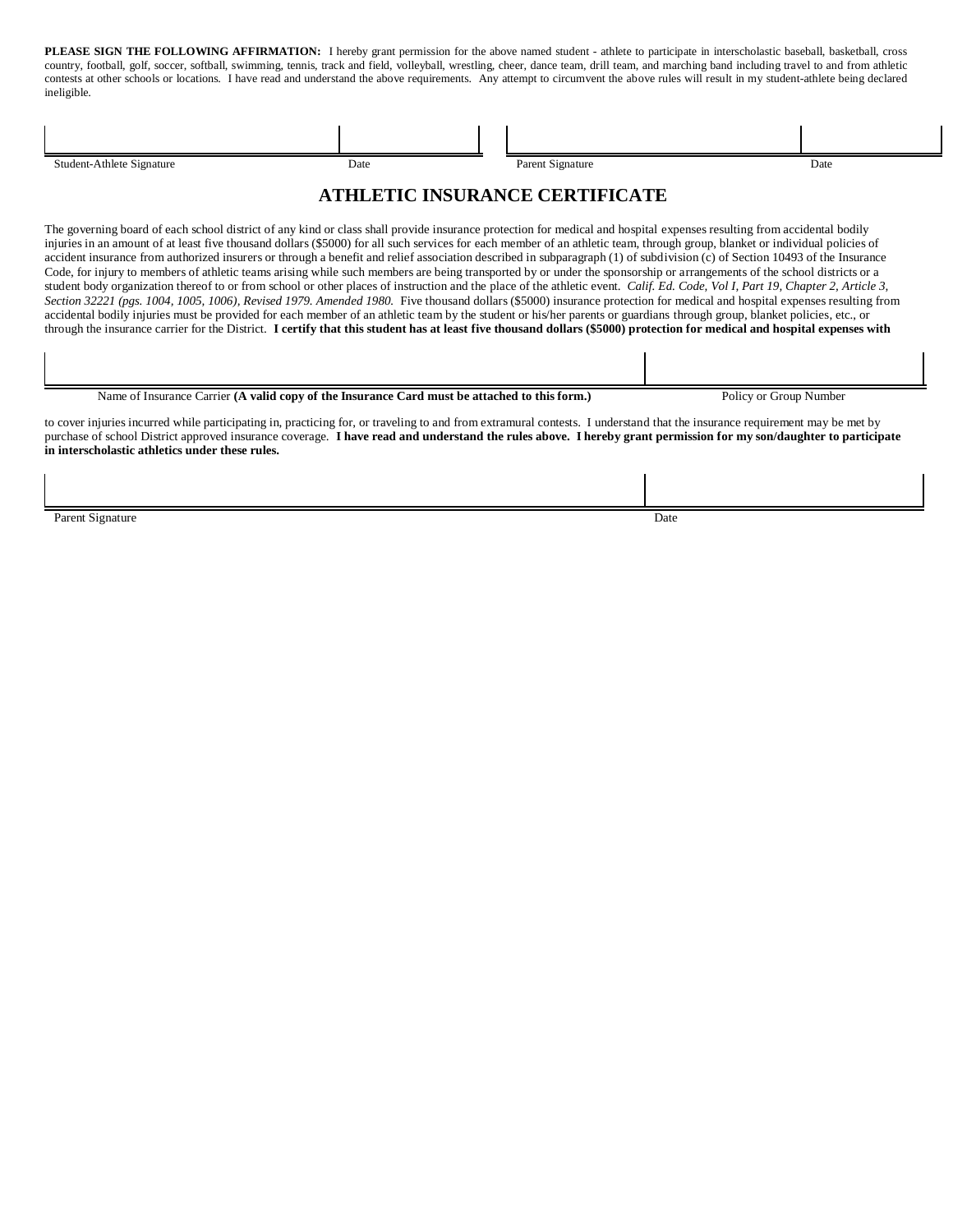**PLEASE SIGN THE FOLLOWING AFFIRMATION:** I hereby grant permission for the above named student - athlete to participate in interscholastic baseball, basketball, cross country, football, golf, soccer, softball, swimming, tennis, track and field, volleyball, wrestling, cheer, dance team, drill team, and marching band including travel to and from athletic contests at other schools or locations. I have read and understand the above requirements. Any attempt to circumvent the above rules will result in my student-athlete being declared ineligible.

| | | | |
|---|---|---|---|
| Student-Athlete Signature | Date | Parent Signature | Date |

## ATHLETIC INSURANCE CERTIFICATE

The governing board of each school district of any kind or class shall provide insurance protection for medical and hospital expenses resulting from accidental bodily injuries in an amount of at least five thousand dollars ($5000) for all such services for each member of an athletic team, through group, blanket or individual policies of accident insurance from authorized insurers or through a benefit and relief association described in subparagraph (1) of subdivision (c) of Section 10493 of the Insurance Code, for injury to members of athletic teams arising while such members are being transported by or under the sponsorship or arrangements of the school districts or a student body organization thereof to or from school or other places of instruction and the place of the athletic event. *Calif. Ed. Code, Vol I, Part 19, Chapter 2, Article 3, Section 32221 (pgs. 1004, 1005, 1006), Revised 1979. Amended 1980.* Five thousand dollars ($5000) insurance protection for medical and hospital expenses resulting from accidental bodily injuries must be provided for each member of an athletic team by the student or his/her parents or guardians through group, blanket policies, etc., or through the insurance carrier for the District. **I certify that this student has at least five thousand dollars ($5000) protection for medical and hospital expenses with**

| | |
|---|---|
| Name of Insurance Carrier **(A valid copy of the Insurance Card must be attached to this form.)** | Policy or Group Number |

to cover injuries incurred while participating in, practicing for, or traveling to and from extramural contests. I understand that the insurance requirement may be met by purchase of school District approved insurance coverage. **I have read and understand the rules above. I hereby grant permission for my son/daughter to participate in interscholastic athletics under these rules.**

| | |
|---|---|
| Parent Signature | Date |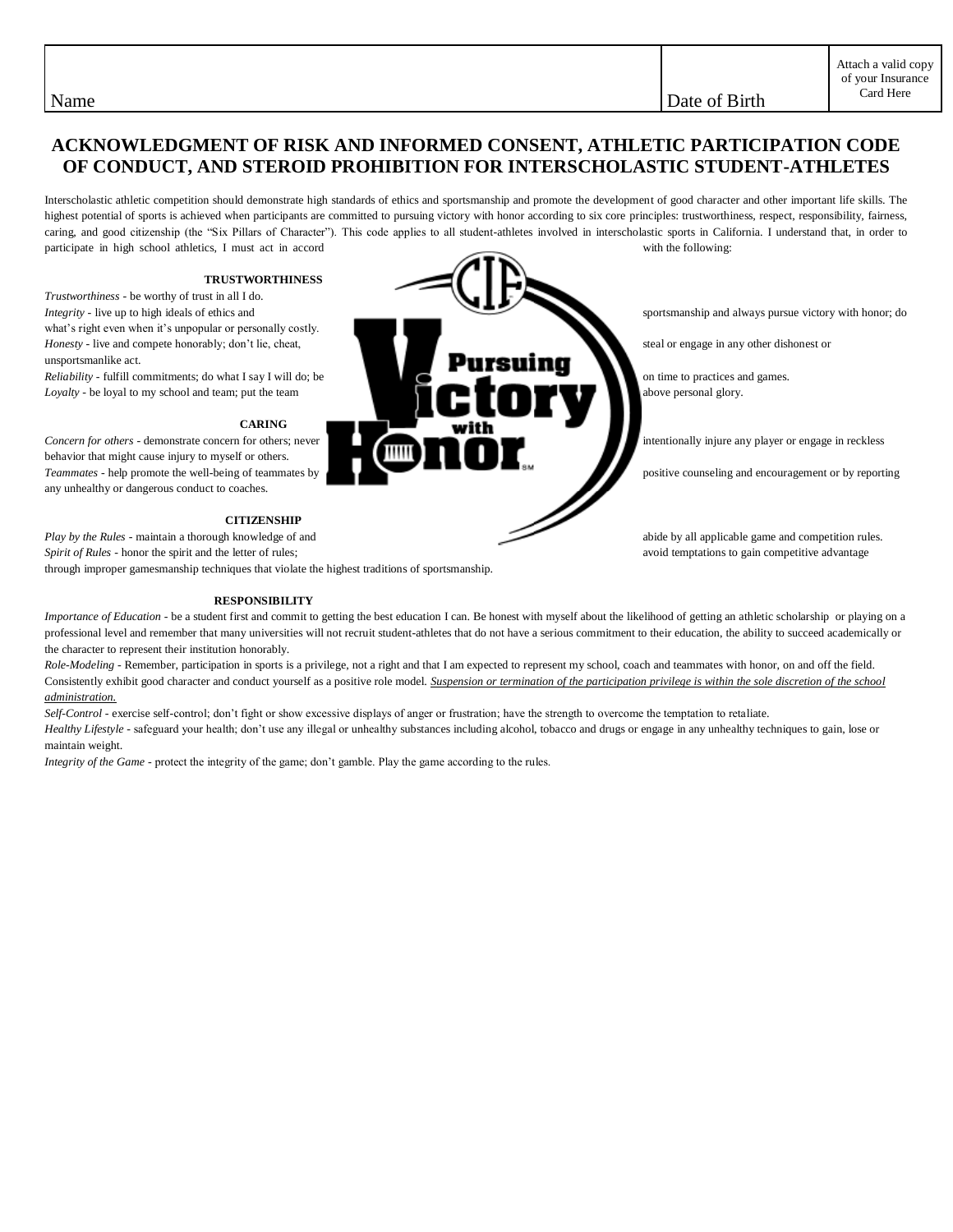| Name | Date of Birth | Attach a valid copy of your Insurance Card Here |
|---|---|---|
| | | |

# ACKNOWLEDGMENT OF RISK AND INFORMED CONSENT, ATHLETIC PARTICIPATION CODE OF CONDUCT, AND STEROID PROHIBITION FOR INTERSCHOLASTIC STUDENT-ATHLETES

Interscholastic athletic competition should demonstrate high standards of ethics and sportsmanship and promote the development of good character and other important life skills. The highest potential of sports is achieved when participants are committed to pursuing victory with honor according to six core principles: trustworthiness, respect, responsibility, fairness, caring, and good citizenship (the "Six Pillars of Character"). This code applies to all student-athletes involved in interscholastic sports in California. I understand that, in order to participate in high school athletics, I must act in accord with the following:

### TRUSTWORTHINESS

*Trustworthiness* - be worthy of trust in all I do.
*Integrity* - live up to high ideals of ethics and sportsmanship and always pursue victory with honor; do what's right even when it's unpopular or personally costly.
*Honesty* - live and compete honorably; don't lie, cheat, steal or engage in any other dishonest or unsportsmanlike act.
*Reliability* - fulfill commitments; do what I say I will do; be on time to practices and games.
*Loyalty* - be loyal to my school and team; put the team above personal glory.

### CARING

*Concern for others* - demonstrate concern for others; never intentionally injure any player or engage in reckless behavior that might cause injury to myself or others.
*Teammates* - help promote the well-being of teammates by positive counseling and encouragement or by reporting any unhealthy or dangerous conduct to coaches.

### CITIZENSHIP

*Play by the Rules* - maintain a thorough knowledge of and abide by all applicable game and competition rules.
*Spirit of Rules* - honor the spirit and the letter of rules; avoid temptations to gain competitive advantage through improper gamesmanship techniques that violate the highest traditions of sportsmanship.

### RESPONSIBILITY

*Importance of Education* - be a student first and commit to getting the best education I can. Be honest with myself about the likelihood of getting an athletic scholarship or playing on a professional level and remember that many universities will not recruit student-athletes that do not have a serious commitment to their education, the ability to succeed academically or the character to represent their institution honorably.
*Role-Modeling* - Remember, participation in sports is a privilege, not a right and that I am expected to represent my school, coach and teammates with honor, on and off the field. Consistently exhibit good character and conduct yourself as a positive role model. *Suspension or termination of the participation privilege is within the sole discretion of the school administration.*
*Self-Control* - exercise self-control; don't fight or show excessive displays of anger or frustration; have the strength to overcome the temptation to retaliate.
*Healthy Lifestyle* - safeguard your health; don't use any illegal or unhealthy substances including alcohol, tobacco and drugs or engage in any unhealthy techniques to gain, lose or maintain weight.
*Integrity of the Game* - protect the integrity of the game; don't gamble. Play the game according to the rules.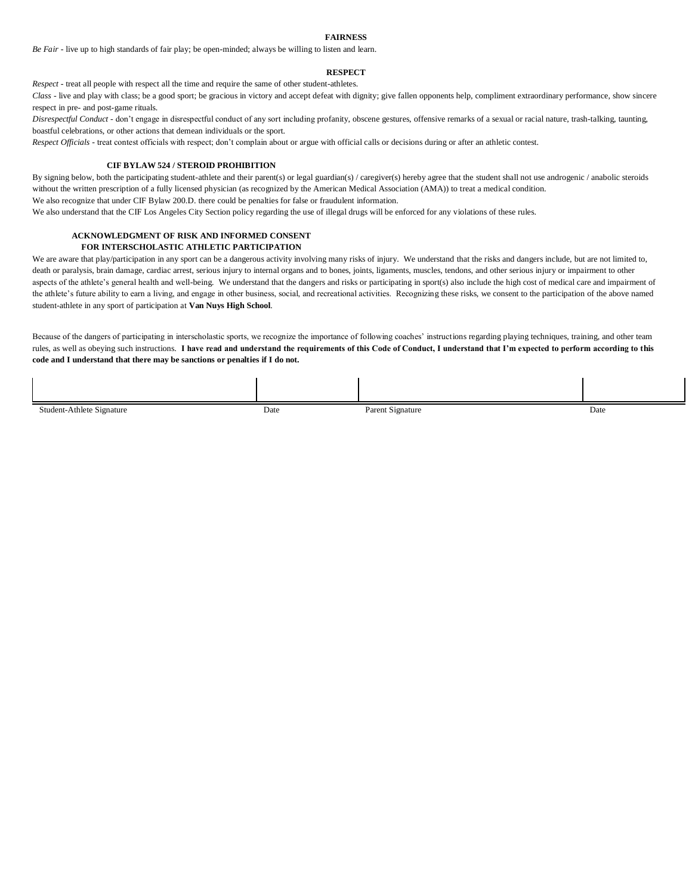### FAIRNESS

*Be Fair* - live up to high standards of fair play; be open-minded; always be willing to listen and learn.

### RESPECT

*Respect* - treat all people with respect all the time and require the same of other student-athletes.

*Class* - live and play with class; be a good sport; be gracious in victory and accept defeat with dignity; give fallen opponents help, compliment extraordinary performance, show sincere respect in pre- and post-game rituals.

*Disrespectful Conduct* - don't engage in disrespectful conduct of any sort including profanity, obscene gestures, offensive remarks of a sexual or racial nature, trash-talking, taunting, boastful celebrations, or other actions that demean individuals or the sport.

*Respect Officials* - treat contest officials with respect; don't complain about or argue with official calls or decisions during or after an athletic contest.

### CIF BYLAW 524 / STEROID PROHIBITION

By signing below, both the participating student-athlete and their parent(s) or legal guardian(s) / caregiver(s) hereby agree that the student shall not use androgenic / anabolic steroids without the written prescription of a fully licensed physician (as recognized by the American Medical Association (AMA)) to treat a medical condition.

We also recognize that under CIF Bylaw 200.D. there could be penalties for false or fraudulent information.

We also understand that the CIF Los Angeles City Section policy regarding the use of illegal drugs will be enforced for any violations of these rules.

### ACKNOWLEDGMENT OF RISK AND INFORMED CONSENT FOR INTERSCHOLASTIC ATHLETIC PARTICIPATION

We are aware that play/participation in any sport can be a dangerous activity involving many risks of injury. We understand that the risks and dangers include, but are not limited to, death or paralysis, brain damage, cardiac arrest, serious injury to internal organs and to bones, joints, ligaments, muscles, tendons, and other serious injury or impairment to other aspects of the athlete's general health and well-being. We understand that the dangers and risks or participating in sport(s) also include the high cost of medical care and impairment of the athlete's future ability to earn a living, and engage in other business, social, and recreational activities. Recognizing these risks, we consent to the participation of the above named student-athlete in any sport of participation at **Van Nuys High School**.

Because of the dangers of participating in interscholastic sports, we recognize the importance of following coaches' instructions regarding playing techniques, training, and other team rules, as well as obeying such instructions. **I have read and understand the requirements of this Code of Conduct, I understand that I'm expected to perform according to this code and I understand that there may be sanctions or penalties if I do not.**

| | | | |
|---|---|---|---|
| | | | |
| Student-Athlete Signature | Date | Parent Signature | Date |